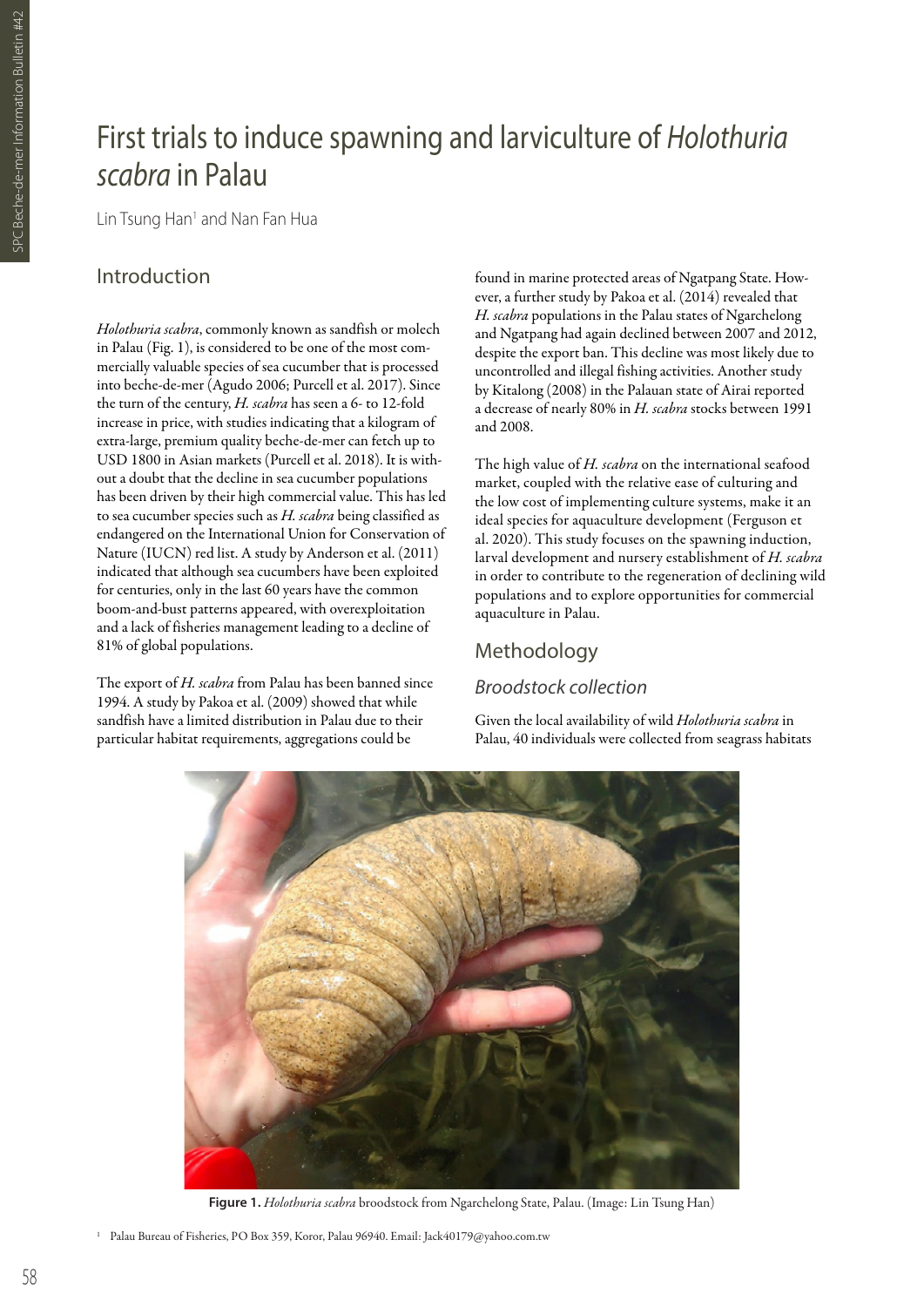# First trials to induce spawning and larviculture of *Holothuria scabra* in Palau

Lin Tsung Han[1] and Nan Fan Hua

## Introduction

*Holothuria scabra*, commonly known as sandfish or molech in Palau (Fig. 1), is considered to be one of the most commercially valuable species of sea cucumber that is processed into beche-de-mer (Agudo 2006; Purcell et al. 2017). Since the turn of the century, *H. scabra* has seen a 6- to 12-fold increase in price, with studies indicating that a kilogram of extra-large, premium quality beche-de-mer can fetch up to USD 1800 in Asian markets (Purcell et al. 2018). It is without a doubt that the decline in sea cucumber populations has been driven by their high commercial value. This has led to sea cucumber species such as *H. scabra* being classified as endangered on the International Union for Conservation of Nature (IUCN) red list. A study by Anderson et al. (2011) indicated that although sea cucumbers have been exploited for centuries, only in the last 60 years have the common boom-and-bust patterns appeared, with overexploitation and a lack of fisheries management leading to a decline of 81% of global populations.

The export of *H. scabra* from Palau has been banned since 1994. A study by Pakoa et al. (2009) showed that while sandfish have a limited distribution in Palau due to their particular habitat requirements, aggregations could be found in marine protected areas of Ngatpang State. However, a further study by Pakoa et al. (2014) revealed that *H. scabra* populations in the Palau states of Ngarchelong and Ngatpang had again declined between 2007 and 2012, despite the export ban. This decline was most likely due to uncontrolled and illegal fishing activities. Another study by Kitalong (2008) in the Palauan state of Airai reported a decrease of nearly 80% in *H. scabra* stocks between 1991 and 2008.

The high value of *H. scabra* on the international seafood market, coupled with the relative ease of culturing and the low cost of implementing culture systems, make it an ideal species for aquaculture development (Ferguson et al. 2020). This study focuses on the spawning induction, larval development and nursery establishment of *H. scabra* in order to contribute to the regeneration of declining wild populations and to explore opportunities for commercial aquaculture in Palau.

## Methodology

### Broodstock collection

Given the local availability of wild *Holothuria scabra* in Palau, 40 individuals were collected from seagrass habitats

**Figure 1.** *Holothuria scabra* broodstock from Ngarchelong State, Palau. (Image: Lin Tsung Han)

[1] Palau Bureau of Fisheries, PO Box 359, Koror, Palau 96940. Email: Jack40179@yahoo.com.tw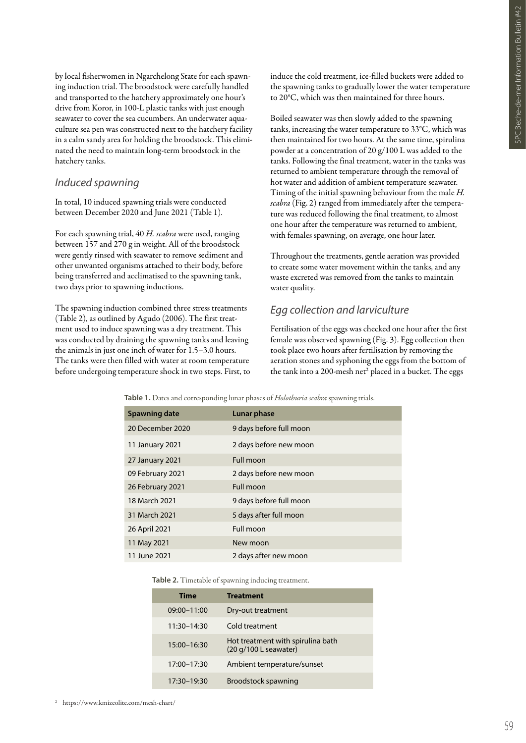by local fisherwomen in Ngarchelong State for each spawning induction trial. The broodstock were carefully handled and transported to the hatchery approximately one hour's drive from Koror, in 100-L plastic tanks with just enough seawater to cover the sea cucumbers. An underwater aquaculture sea pen was constructed next to the hatchery facility in a calm sandy area for holding the broodstock. This eliminated the need to maintain long-term broodstock in the hatchery tanks.

## *Induced spawning*

In total, 10 induced spawning trials were conducted between December 2020 and June 2021 (Table 1).

For each spawning trial, 40 *H. scabra* were used, ranging between 157 and 270 g in weight. All of the broodstock were gently rinsed with seawater to remove sediment and other unwanted organisms attached to their body, before being transferred and acclimatised to the spawning tank, two days prior to spawning inductions.

The spawning induction combined three stress treatments (Table 2), as outlined by Agudo (2006). The first treatment used to induce spawning was a dry treatment. This was conducted by draining the spawning tanks and leaving the animals in just one inch of water for 1.5–3.0 hours. The tanks were then filled with water at room temperature before undergoing temperature shock in two steps. First, to induce the cold treatment, ice-filled buckets were added to the spawning tanks to gradually lower the water temperature to 20°C, which was then maintained for three hours.

Boiled seawater was then slowly added to the spawning tanks, increasing the water temperature to 33°C, which was then maintained for two hours. At the same time, spirulina powder at a concentration of 20 g/100 L was added to the tanks. Following the final treatment, water in the tanks was returned to ambient temperature through the removal of hot water and addition of ambient temperature seawater. Timing of the initial spawning behaviour from the male *H. scabra* (Fig. 2) ranged from immediately after the temperature was reduced following the final treatment, to almost one hour after the temperature was returned to ambient, with females spawning, on average, one hour later.

Throughout the treatments, gentle aeration was provided to create some water movement within the tanks, and any waste excreted was removed from the tanks to maintain water quality.

## *Egg collection and larviculture*

Fertilisation of the eggs was checked one hour after the first female was observed spawning (Fig. 3). Egg collection then took place two hours after fertilisation by removing the aeration stones and syphoning the eggs from the bottom of the tank into a 200-mesh net[2] placed in a bucket. The eggs

**Table 1.** Dates and corresponding lunar phases of *Holothuria scabra* spawning trials.

| Spawning date | Lunar phase |
|---|---|
| 20 December 2020 | 9 days before full moon |
| 11 January 2021 | 2 days before new moon |
| 27 January 2021 | Full moon |
| 09 February 2021 | 2 days before new moon |
| 26 February 2021 | Full moon |
| 18 March 2021 | 9 days before full moon |
| 31 March 2021 | 5 days after full moon |
| 26 April 2021 | Full moon |
| 11 May 2021 | New moon |
| 11 June 2021 | 2 days after new moon |

**Table 2.** Timetable of spawning inducing treatment.

| Time | Treatment |
|---|---|
| 09:00–11:00 | Dry-out treatment |
| 11:30–14:30 | Cold treatment |
| 15:00–16:30 | Hot treatment with spirulina bath (20 g/100 L seawater) |
| 17:00–17:30 | Ambient temperature/sunset |
| 17:30–19:30 | Broodstock spawning |

[2] https://www.kmizeolite.com/mesh-chart/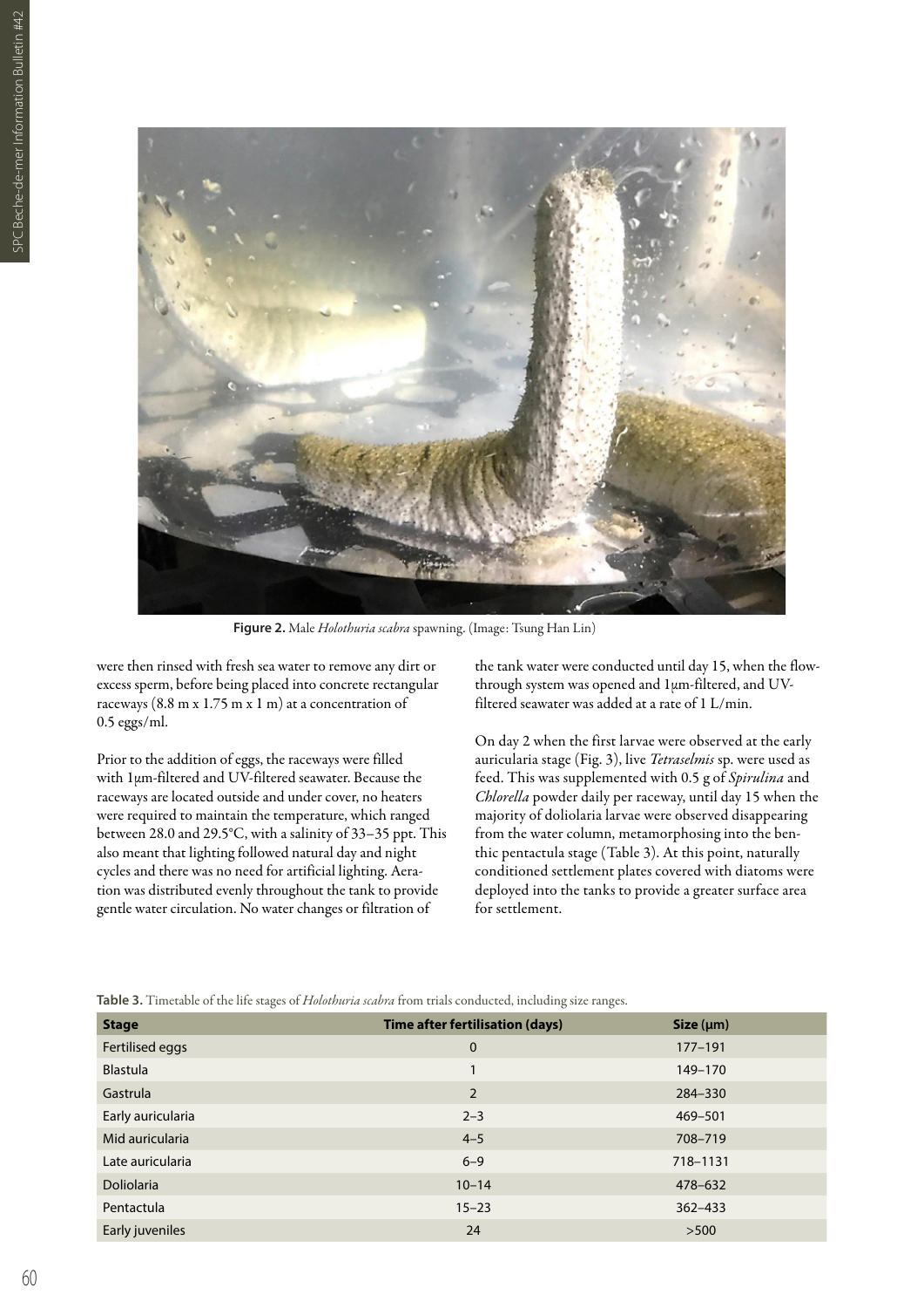Figure 2. Male *Holothuria scabra* spawning. (Image: Tsung Han Lin)

were then rinsed with fresh sea water to remove any dirt or excess sperm, before being placed into concrete rectangular raceways (8.8 m x 1.75 m x 1 m) at a concentration of 0.5 eggs/ml.

Prior to the addition of eggs, the raceways were filled with 1µm-filtered and UV-filtered seawater. Because the raceways are located outside and under cover, no heaters were required to maintain the temperature, which ranged between 28.0 and 29.5°C, with a salinity of 33–35 ppt. This also meant that lighting followed natural day and night cycles and there was no need for artificial lighting. Aeration was distributed evenly throughout the tank to provide gentle water circulation. No water changes or filtration of the tank water were conducted until day 15, when the flow-through system was opened and 1µm-filtered, and UV-filtered seawater was added at a rate of 1 L/min.

On day 2 when the first larvae were observed at the early auricularia stage (Fig. 3), live *Tetraselmis* sp. were used as feed. This was supplemented with 0.5 g of *Spirulina* and *Chlorella* powder daily per raceway, until day 15 when the majority of doliolaria larvae were observed disappearing from the water column, metamorphosing into the benthic pentactula stage (Table 3). At this point, naturally conditioned settlement plates covered with diatoms were deployed into the tanks to provide a greater surface area for settlement.

**Table 3.** Timetable of the life stages of *Holothuria scabra* from trials conducted, including size ranges.

| Stage | Time after fertilisation (days) | Size (µm) |
|---|---|---|
| Fertilised eggs | 0 | 177–191 |
| Blastula | 1 | 149–170 |
| Gastrula | 2 | 284–330 |
| Early auricularia | 2–3 | 469–501 |
| Mid auricularia | 4–5 | 708–719 |
| Late auricularia | 6–9 | 718–1131 |
| Doliolaria | 10–14 | 478–632 |
| Pentactula | 15–23 | 362–433 |
| Early juveniles | 24 | >500 |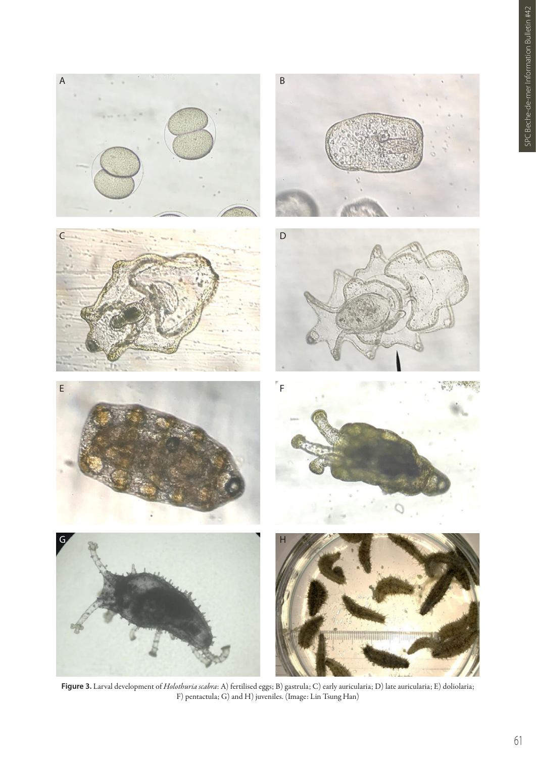**Figure 3.** Larval development of *Holothuria scabra*: A) fertilised eggs; B) gastrula; C) early auricularia; D) late auricularia; E) doliolaria; F) pentactula; G) and H) juveniles. (Image: Lin Tsung Han)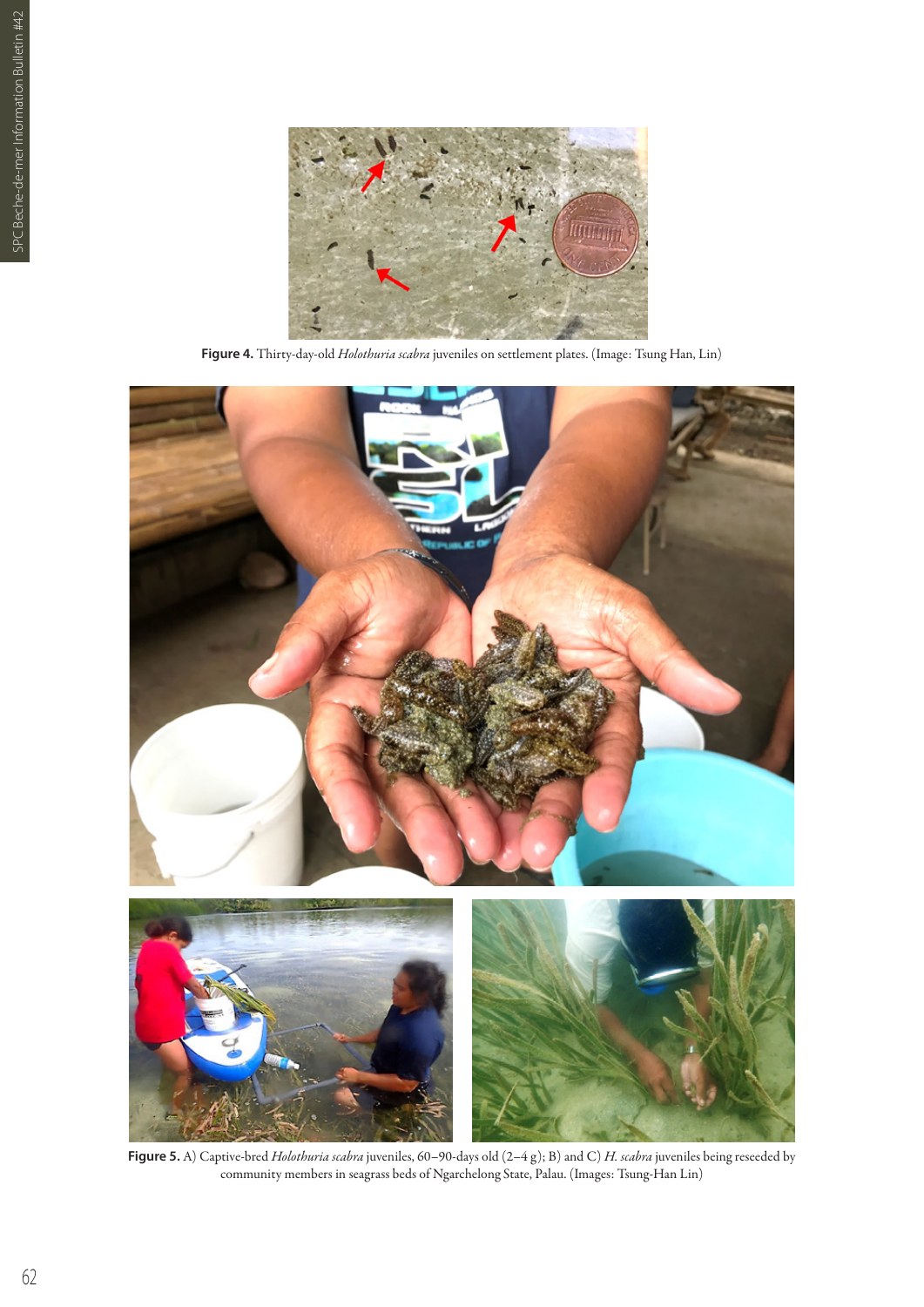**Figure 4.** Thirty-day-old *Holothuria scabra* juveniles on settlement plates. (Image: Tsung Han, Lin)

**Figure 5.** A) Captive-bred *Holothuria scabra* juveniles, 60–90-days old (2–4 g); B) and C) *H. scabra* juveniles being reseeded by community members in seagrass beds of Ngarchelong State, Palau. (Images: Tsung-Han Lin)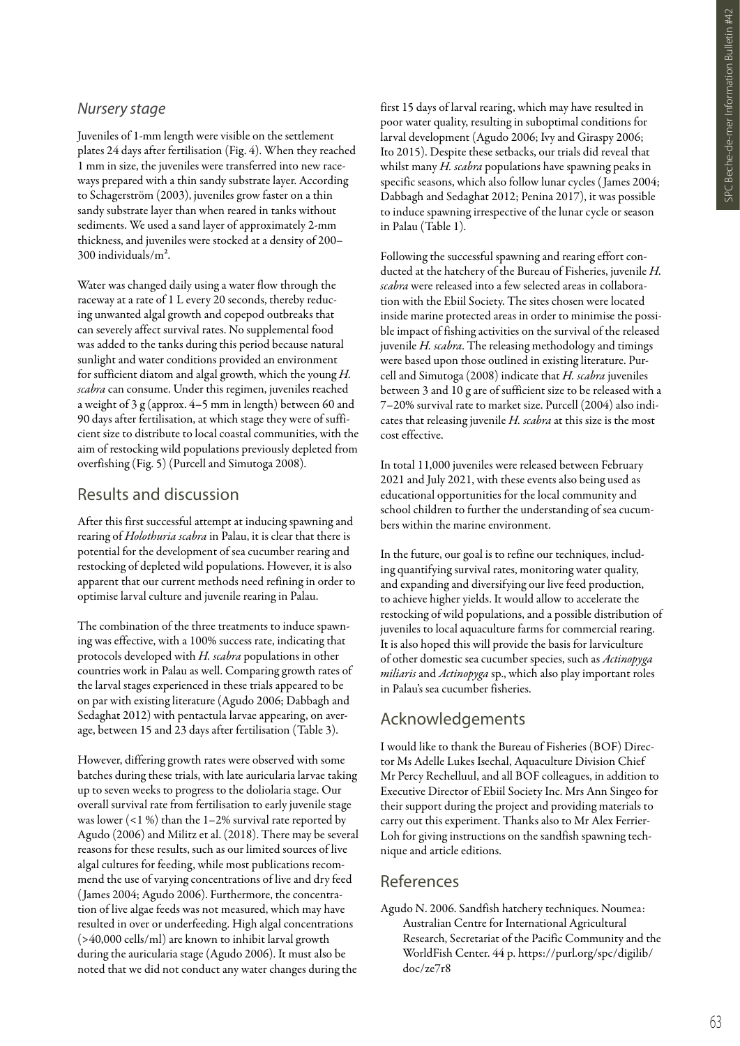### *Nursery stage*

Juveniles of 1-mm length were visible on the settlement plates 24 days after fertilisation (Fig. 4). When they reached 1 mm in size, the juveniles were transferred into new raceways prepared with a thin sandy substrate layer. According to Schagerström (2003), juveniles grow faster on a thin sandy substrate layer than when reared in tanks without sediments. We used a sand layer of approximately 2-mm thickness, and juveniles were stocked at a density of 200–300 individuals/m².

Water was changed daily using a water flow through the raceway at a rate of 1 L every 20 seconds, thereby reducing unwanted algal growth and copepod outbreaks that can severely affect survival rates. No supplemental food was added to the tanks during this period because natural sunlight and water conditions provided an environment for sufficient diatom and algal growth, which the young *H. scabra* can consume. Under this regimen, juveniles reached a weight of 3 g (approx. 4–5 mm in length) between 60 and 90 days after fertilisation, at which stage they were of sufficient size to distribute to local coastal communities, with the aim of restocking wild populations previously depleted from overfishing (Fig. 5) (Purcell and Simutoga 2008).

## Results and discussion

After this first successful attempt at inducing spawning and rearing of *Holothuria scabra* in Palau, it is clear that there is potential for the development of sea cucumber rearing and restocking of depleted wild populations. However, it is also apparent that our current methods need refining in order to optimise larval culture and juvenile rearing in Palau.

The combination of the three treatments to induce spawning was effective, with a 100% success rate, indicating that protocols developed with *H. scabra* populations in other countries work in Palau as well. Comparing growth rates of the larval stages experienced in these trials appeared to be on par with existing literature (Agudo 2006; Dabbagh and Sedaghat 2012) with pentactula larvae appearing, on average, between 15 and 23 days after fertilisation (Table 3).

However, differing growth rates were observed with some batches during these trials, with late auricularia larvae taking up to seven weeks to progress to the doliolaria stage. Our overall survival rate from fertilisation to early juvenile stage was lower (<1 %) than the 1–2% survival rate reported by Agudo (2006) and Militz et al. (2018). There may be several reasons for these results, such as our limited sources of live algal cultures for feeding, while most publications recommend the use of varying concentrations of live and dry feed (James 2004; Agudo 2006). Furthermore, the concentration of live algae feeds was not measured, which may have resulted in over or underfeeding. High algal concentrations (>40,000 cells/ml) are known to inhibit larval growth during the auricularia stage (Agudo 2006). It must also be noted that we did not conduct any water changes during the first 15 days of larval rearing, which may have resulted in poor water quality, resulting in suboptimal conditions for larval development (Agudo 2006; Ivy and Giraspy 2006; Ito 2015). Despite these setbacks, our trials did reveal that whilst many *H. scabra* populations have spawning peaks in specific seasons, which also follow lunar cycles (James 2004; Dabbagh and Sedaghat 2012; Penina 2017), it was possible to induce spawning irrespective of the lunar cycle or season in Palau (Table 1).

Following the successful spawning and rearing effort conducted at the hatchery of the Bureau of Fisheries, juvenile *H. scabra* were released into a few selected areas in collaboration with the Ebiil Society. The sites chosen were located inside marine protected areas in order to minimise the possible impact of fishing activities on the survival of the released juvenile *H. scabra*. The releasing methodology and timings were based upon those outlined in existing literature. Purcell and Simutoga (2008) indicate that *H. scabra* juveniles between 3 and 10 g are of sufficient size to be released with a 7–20% survival rate to market size. Purcell (2004) also indicates that releasing juvenile *H. scabra* at this size is the most cost effective.

In total 11,000 juveniles were released between February 2021 and July 2021, with these events also being used as educational opportunities for the local community and school children to further the understanding of sea cucumbers within the marine environment.

In the future, our goal is to refine our techniques, including quantifying survival rates, monitoring water quality, and expanding and diversifying our live feed production, to achieve higher yields. It would allow to accelerate the restocking of wild populations, and a possible distribution of juveniles to local aquaculture farms for commercial rearing. It is also hoped this will provide the basis for larviculture of other domestic sea cucumber species, such as *Actinopyga miliaris* and *Actinopyga* sp., which also play important roles in Palau's sea cucumber fisheries.

## Acknowledgements

I would like to thank the Bureau of Fisheries (BOF) Director Ms Adelle Lukes Isechal, Aquaculture Division Chief Mr Percy Rechelluul, and all BOF colleagues, in addition to Executive Director of Ebiil Society Inc. Mrs Ann Singeo for their support during the project and providing materials to carry out this experiment. Thanks also to Mr Alex Ferrier-Loh for giving instructions on the sandfish spawning technique and article editions.

## References

Agudo N. 2006. Sandfish hatchery techniques. Noumea: Australian Centre for International Agricultural Research, Secretariat of the Pacific Community and the WorldFish Center. 44 p. https://purl.org/spc/digilib/doc/ze7r8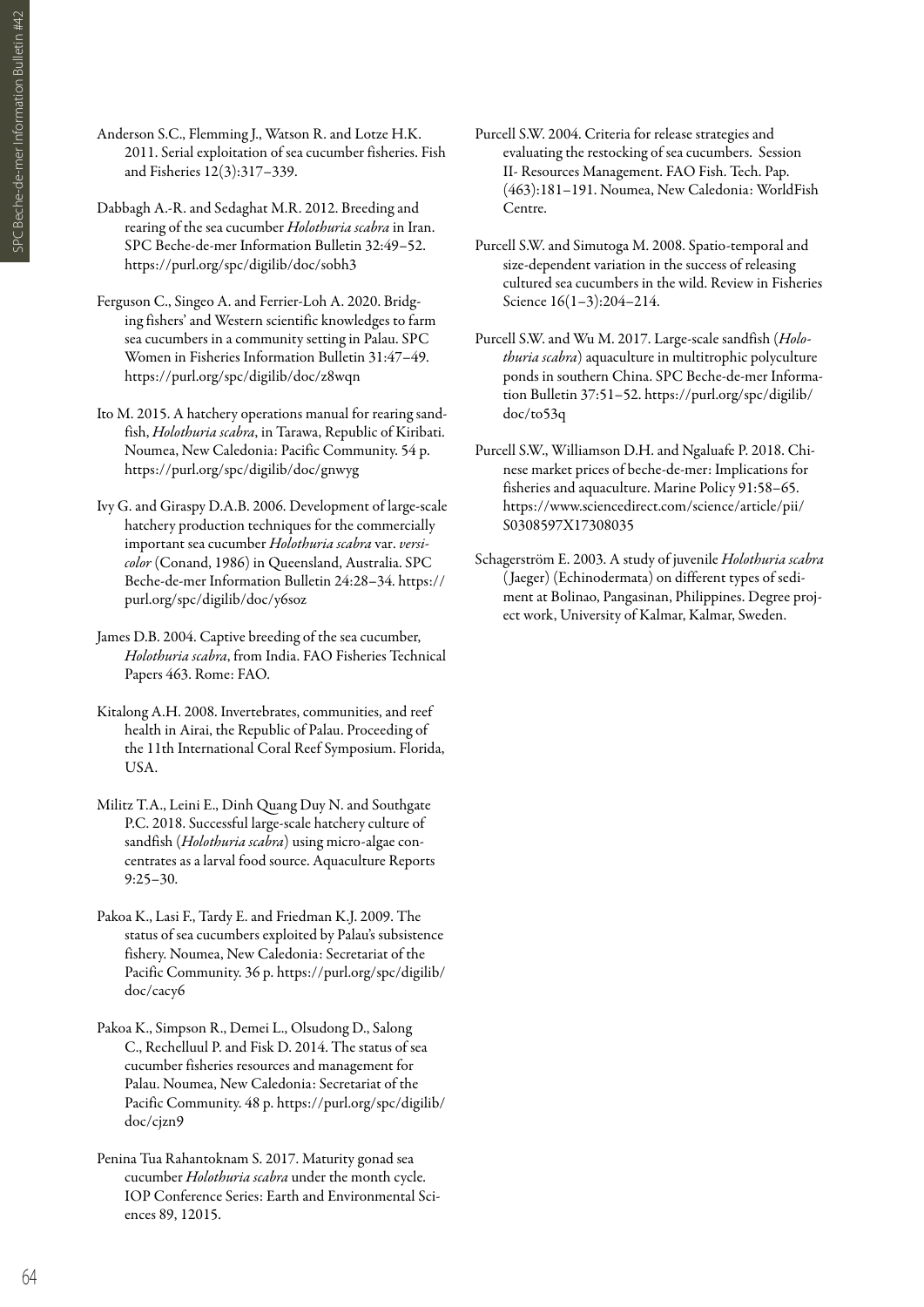Anderson S.C., Flemming J., Watson R. and Lotze H.K. 2011. Serial exploitation of sea cucumber fisheries. Fish and Fisheries 12(3):317–339.

Dabbagh A.-R. and Sedaghat M.R. 2012. Breeding and rearing of the sea cucumber *Holothuria scabra* in Iran. SPC Beche-de-mer Information Bulletin 32:49–52. https://purl.org/spc/digilib/doc/sobh3

Ferguson C., Singeo A. and Ferrier-Loh A. 2020. Bridging fishers' and Western scientific knowledges to farm sea cucumbers in a community setting in Palau. SPC Women in Fisheries Information Bulletin 31:47–49. https://purl.org/spc/digilib/doc/z8wqn

Ito M. 2015. A hatchery operations manual for rearing sandfish, *Holothuria scabra*, in Tarawa, Republic of Kiribati. Noumea, New Caledonia: Pacific Community. 54 p. https://purl.org/spc/digilib/doc/gnwyg

Ivy G. and Giraspy D.A.B. 2006. Development of large-scale hatchery production techniques for the commercially important sea cucumber *Holothuria scabra* var. *versicolor* (Conand, 1986) in Queensland, Australia. SPC Beche-de-mer Information Bulletin 24:28–34. https://purl.org/spc/digilib/doc/y6soz

James D.B. 2004. Captive breeding of the sea cucumber, *Holothuria scabra*, from India. FAO Fisheries Technical Papers 463. Rome: FAO.

Kitalong A.H. 2008. Invertebrates, communities, and reef health in Airai, the Republic of Palau. Proceeding of the 11th International Coral Reef Symposium. Florida, USA.

Militz T.A., Leini E., Dinh Quang Duy N. and Southgate P.C. 2018. Successful large-scale hatchery culture of sandfish (*Holothuria scabra*) using micro-algae concentrates as a larval food source. Aquaculture Reports 9:25–30.

Pakoa K., Lasi F., Tardy E. and Friedman K.J. 2009. The status of sea cucumbers exploited by Palau's subsistence fishery. Noumea, New Caledonia: Secretariat of the Pacific Community. 36 p. https://purl.org/spc/digilib/doc/cacy6

Pakoa K., Simpson R., Demei L., Olsudong D., Salong C., Rechelluul P. and Fisk D. 2014. The status of sea cucumber fisheries resources and management for Palau. Noumea, New Caledonia: Secretariat of the Pacific Community. 48 p. https://purl.org/spc/digilib/doc/cjzn9

Penina Tua Rahantoknam S. 2017. Maturity gonad sea cucumber *Holothuria scabra* under the month cycle. IOP Conference Series: Earth and Environmental Sciences 89, 12015.

Purcell S.W. 2004. Criteria for release strategies and evaluating the restocking of sea cucumbers. Session II- Resources Management. FAO Fish. Tech. Pap. (463):181–191. Noumea, New Caledonia: WorldFish Centre.

Purcell S.W. and Simutoga M. 2008. Spatio-temporal and size-dependent variation in the success of releasing cultured sea cucumbers in the wild. Review in Fisheries Science 16(1–3):204–214.

Purcell S.W. and Wu M. 2017. Large-scale sandfish (*Holothuria scabra*) aquaculture in multitrophic polyculture ponds in southern China. SPC Beche-de-mer Information Bulletin 37:51–52. https://purl.org/spc/digilib/doc/to53q

Purcell S.W., Williamson D.H. and Ngaluafe P. 2018. Chinese market prices of beche-de-mer: Implications for fisheries and aquaculture. Marine Policy 91:58–65. https://www.sciencedirect.com/science/article/pii/S0308597X17308035

Schagerström E. 2003. A study of juvenile *Holothuria scabra* (Jaeger) (Echinodermata) on different types of sediment at Bolinao, Pangasinan, Philippines. Degree project work, University of Kalmar, Kalmar, Sweden.